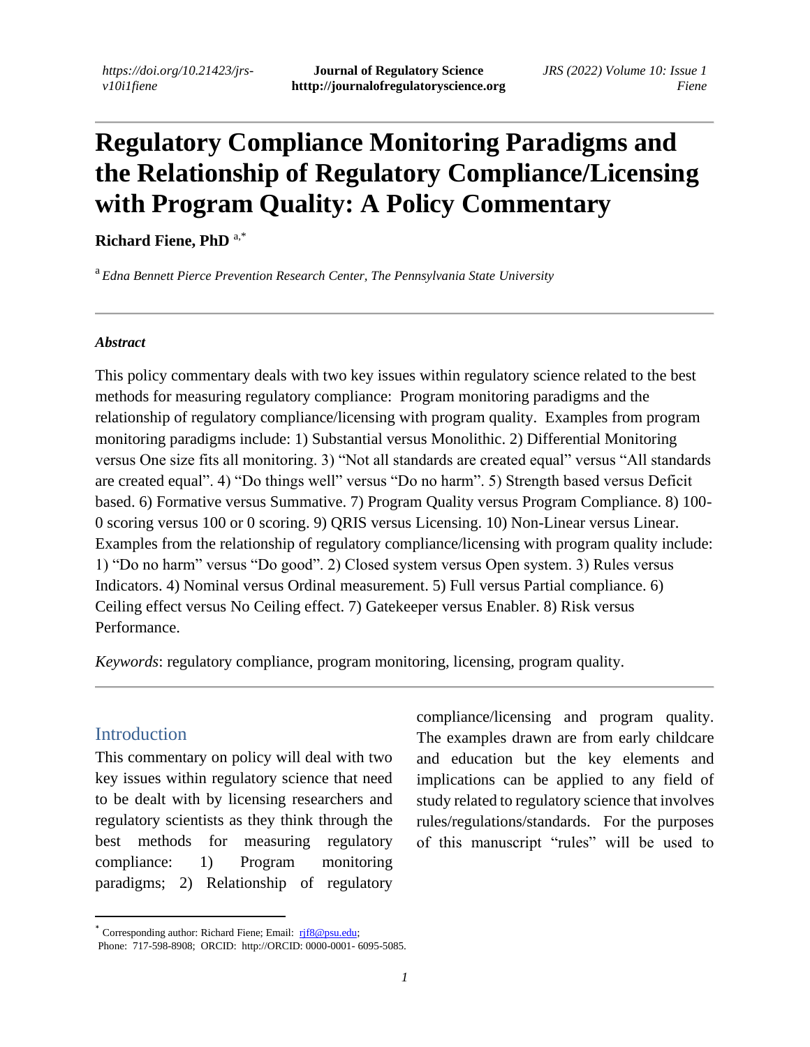# Regulatory Compliance Monitoring Paradigms and the Relationship of Regulatory Compliance/Licensing with Program Quality: A Policy Commentary

**Richard Fiene, PhD** [a,*]

[a] *Edna Bennett Pierce Prevention Research Center, The Pennsylvania State University*

---

***Abstract***

This policy commentary deals with two key issues within regulatory science related to the best methods for measuring regulatory compliance: Program monitoring paradigms and the relationship of regulatory compliance/licensing with program quality. Examples from program monitoring paradigms include: 1) Substantial versus Monolithic. 2) Differential Monitoring versus One size fits all monitoring. 3) "Not all standards are created equal" versus "All standards are created equal". 4) "Do things well" versus "Do no harm". 5) Strength based versus Deficit based. 6) Formative versus Summative. 7) Program Quality versus Program Compliance. 8) 100-0 scoring versus 100 or 0 scoring. 9) QRIS versus Licensing. 10) Non-Linear versus Linear. Examples from the relationship of regulatory compliance/licensing with program quality include: 1) "Do no harm" versus "Do good". 2) Closed system versus Open system. 3) Rules versus Indicators. 4) Nominal versus Ordinal measurement. 5) Full versus Partial compliance. 6) Ceiling effect versus No Ceiling effect. 7) Gatekeeper versus Enabler. 8) Risk versus Performance.

*Keywords*: regulatory compliance, program monitoring, licensing, program quality.

---

## Introduction

This commentary on policy will deal with two key issues within regulatory science that need to be dealt with by licensing researchers and regulatory scientists as they think through the best methods for measuring regulatory compliance: 1) Program monitoring paradigms; 2) Relationship of regulatory compliance/licensing and program quality. The examples drawn are from early childcare and education but the key elements and implications can be applied to any field of study related to regulatory science that involves rules/regulations/standards. For the purposes of this manuscript "rules" will be used to

---

* Corresponding author: Richard Fiene; Email: rjf8@psu.edu; Phone: 717-598-8908; ORCID: http://ORCID: 0000-0001- 6095-5085.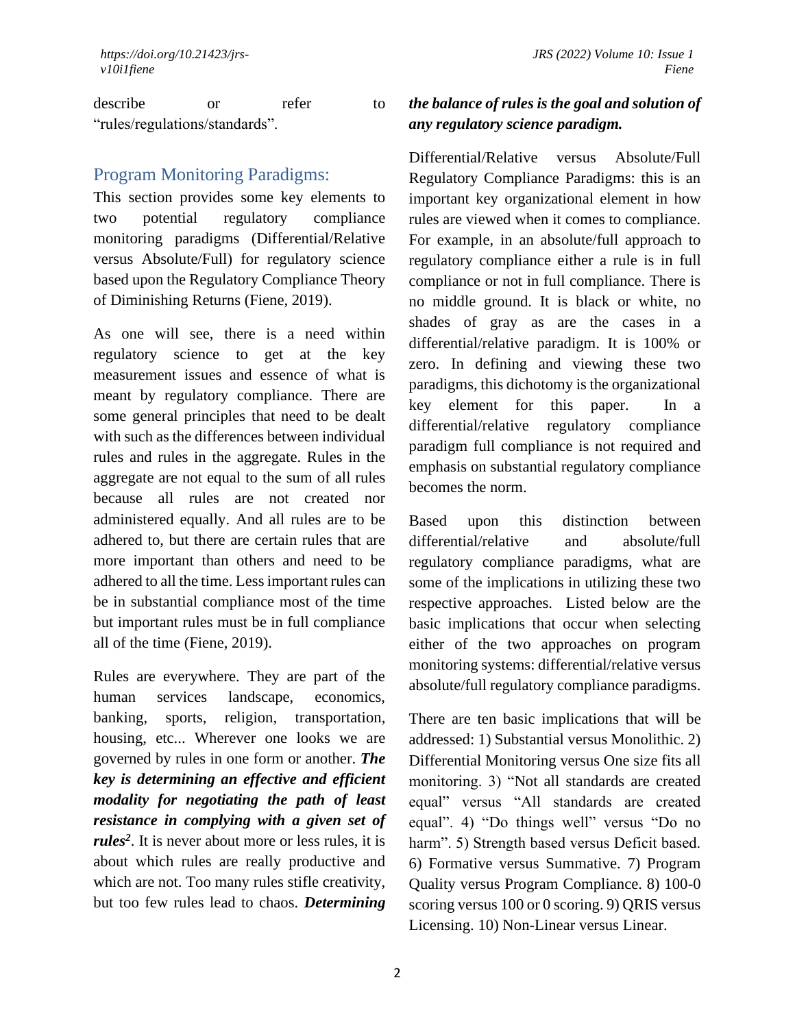describe or refer to "rules/regulations/standards".

## Program Monitoring Paradigms:

This section provides some key elements to two potential regulatory compliance monitoring paradigms (Differential/Relative versus Absolute/Full) for regulatory science based upon the Regulatory Compliance Theory of Diminishing Returns (Fiene, 2019).

As one will see, there is a need within regulatory science to get at the key measurement issues and essence of what is meant by regulatory compliance. There are some general principles that need to be dealt with such as the differences between individual rules and rules in the aggregate. Rules in the aggregate are not equal to the sum of all rules because all rules are not created nor administered equally. And all rules are to be adhered to, but there are certain rules that are more important than others and need to be adhered to all the time. Less important rules can be in substantial compliance most of the time but important rules must be in full compliance all of the time (Fiene, 2019).

Rules are everywhere. They are part of the human services landscape, economics, banking, sports, religion, transportation, housing, etc... Wherever one looks we are governed by rules in one form or another. ***The key is determining an effective and efficient modality for negotiating the path of least resistance in complying with a given set of rules[2]***. It is never about more or less rules, it is about which rules are really productive and which are not. Too many rules stifle creativity, but too few rules lead to chaos. ***Determining the balance of rules is the goal and solution of any regulatory science paradigm.***

Differential/Relative versus Absolute/Full Regulatory Compliance Paradigms: this is an important key organizational element in how rules are viewed when it comes to compliance. For example, in an absolute/full approach to regulatory compliance either a rule is in full compliance or not in full compliance. There is no middle ground. It is black or white, no shades of gray as are the cases in a differential/relative paradigm. It is 100% or zero. In defining and viewing these two paradigms, this dichotomy is the organizational key element for this paper. In a differential/relative regulatory compliance paradigm full compliance is not required and emphasis on substantial regulatory compliance becomes the norm.

Based upon this distinction between differential/relative and absolute/full regulatory compliance paradigms, what are some of the implications in utilizing these two respective approaches. Listed below are the basic implications that occur when selecting either of the two approaches on program monitoring systems: differential/relative versus absolute/full regulatory compliance paradigms.

There are ten basic implications that will be addressed: 1) Substantial versus Monolithic. 2) Differential Monitoring versus One size fits all monitoring. 3) "Not all standards are created equal" versus "All standards are created equal". 4) "Do things well" versus "Do no harm". 5) Strength based versus Deficit based. 6) Formative versus Summative. 7) Program Quality versus Program Compliance. 8) 100-0 scoring versus 100 or 0 scoring. 9) QRIS versus Licensing. 10) Non-Linear versus Linear.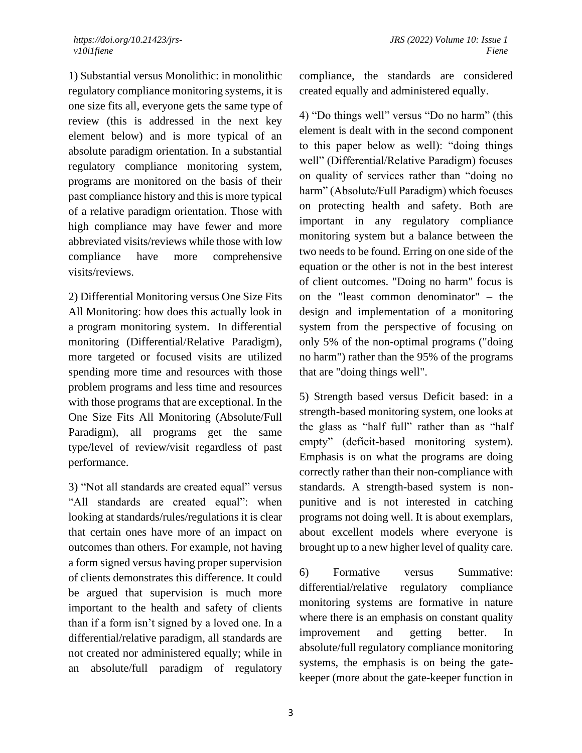1) Substantial versus Monolithic: in monolithic regulatory compliance monitoring systems, it is one size fits all, everyone gets the same type of review (this is addressed in the next key element below) and is more typical of an absolute paradigm orientation. In a substantial regulatory compliance monitoring system, programs are monitored on the basis of their past compliance history and this is more typical of a relative paradigm orientation. Those with high compliance may have fewer and more abbreviated visits/reviews while those with low compliance have more comprehensive visits/reviews.

2) Differential Monitoring versus One Size Fits All Monitoring: how does this actually look in a program monitoring system. In differential monitoring (Differential/Relative Paradigm), more targeted or focused visits are utilized spending more time and resources with those problem programs and less time and resources with those programs that are exceptional. In the One Size Fits All Monitoring (Absolute/Full Paradigm), all programs get the same type/level of review/visit regardless of past performance.

3) "Not all standards are created equal" versus "All standards are created equal": when looking at standards/rules/regulations it is clear that certain ones have more of an impact on outcomes than others. For example, not having a form signed versus having proper supervision of clients demonstrates this difference. It could be argued that supervision is much more important to the health and safety of clients than if a form isn't signed by a loved one. In a differential/relative paradigm, all standards are not created nor administered equally; while in an absolute/full paradigm of regulatory compliance, the standards are considered created equally and administered equally.

4) "Do things well" versus "Do no harm" (this element is dealt with in the second component to this paper below as well): "doing things well" (Differential/Relative Paradigm) focuses on quality of services rather than "doing no harm" (Absolute/Full Paradigm) which focuses on protecting health and safety. Both are important in any regulatory compliance monitoring system but a balance between the two needs to be found. Erring on one side of the equation or the other is not in the best interest of client outcomes. "Doing no harm" focus is on the "least common denominator" – the design and implementation of a monitoring system from the perspective of focusing on only 5% of the non-optimal programs ("doing no harm") rather than the 95% of the programs that are "doing things well".

5) Strength based versus Deficit based: in a strength-based monitoring system, one looks at the glass as "half full" rather than as "half empty" (deficit-based monitoring system). Emphasis is on what the programs are doing correctly rather than their non-compliance with standards. A strength-based system is non-punitive and is not interested in catching programs not doing well. It is about exemplars, about excellent models where everyone is brought up to a new higher level of quality care.

6) Formative versus Summative: differential/relative regulatory compliance monitoring systems are formative in nature where there is an emphasis on constant quality improvement and getting better. In absolute/full regulatory compliance monitoring systems, the emphasis is on being the gate-keeper (more about the gate-keeper function in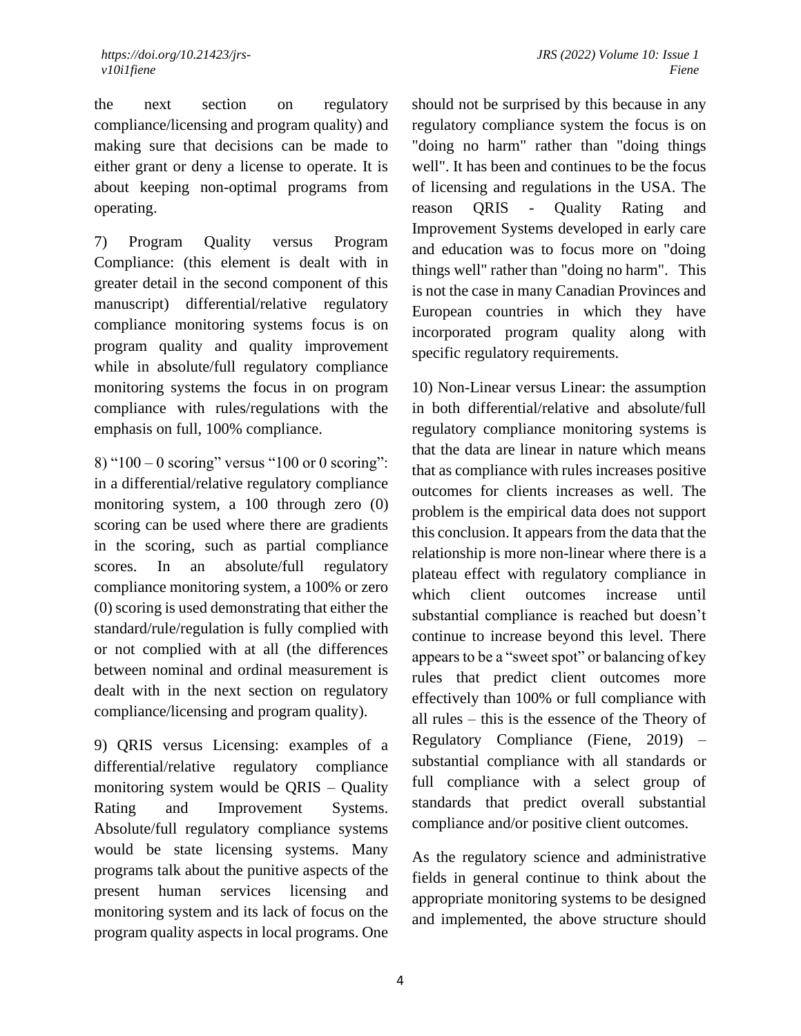the next section on regulatory compliance/licensing and program quality) and making sure that decisions can be made to either grant or deny a license to operate. It is about keeping non-optimal programs from operating.

7) Program Quality versus Program Compliance: (this element is dealt with in greater detail in the second component of this manuscript) differential/relative regulatory compliance monitoring systems focus is on program quality and quality improvement while in absolute/full regulatory compliance monitoring systems the focus in on program compliance with rules/regulations with the emphasis on full, 100% compliance.

8) "100 – 0 scoring" versus "100 or 0 scoring": in a differential/relative regulatory compliance monitoring system, a 100 through zero (0) scoring can be used where there are gradients in the scoring, such as partial compliance scores. In an absolute/full regulatory compliance monitoring system, a 100% or zero (0) scoring is used demonstrating that either the standard/rule/regulation is fully complied with or not complied with at all (the differences between nominal and ordinal measurement is dealt with in the next section on regulatory compliance/licensing and program quality).

9) QRIS versus Licensing: examples of a differential/relative regulatory compliance monitoring system would be QRIS – Quality Rating and Improvement Systems. Absolute/full regulatory compliance systems would be state licensing systems. Many programs talk about the punitive aspects of the present human services licensing and monitoring system and its lack of focus on the program quality aspects in local programs. One should not be surprised by this because in any regulatory compliance system the focus is on "doing no harm" rather than "doing things well". It has been and continues to be the focus of licensing and regulations in the USA. The reason QRIS - Quality Rating and Improvement Systems developed in early care and education was to focus more on "doing things well" rather than "doing no harm". This is not the case in many Canadian Provinces and European countries in which they have incorporated program quality along with specific regulatory requirements.

10) Non-Linear versus Linear: the assumption in both differential/relative and absolute/full regulatory compliance monitoring systems is that the data are linear in nature which means that as compliance with rules increases positive outcomes for clients increases as well. The problem is the empirical data does not support this conclusion. It appears from the data that the relationship is more non-linear where there is a plateau effect with regulatory compliance in which client outcomes increase until substantial compliance is reached but doesn't continue to increase beyond this level. There appears to be a "sweet spot" or balancing of key rules that predict client outcomes more effectively than 100% or full compliance with all rules – this is the essence of the Theory of Regulatory Compliance (Fiene, 2019) – substantial compliance with all standards or full compliance with a select group of standards that predict overall substantial compliance and/or positive client outcomes.

As the regulatory science and administrative fields in general continue to think about the appropriate monitoring systems to be designed and implemented, the above structure should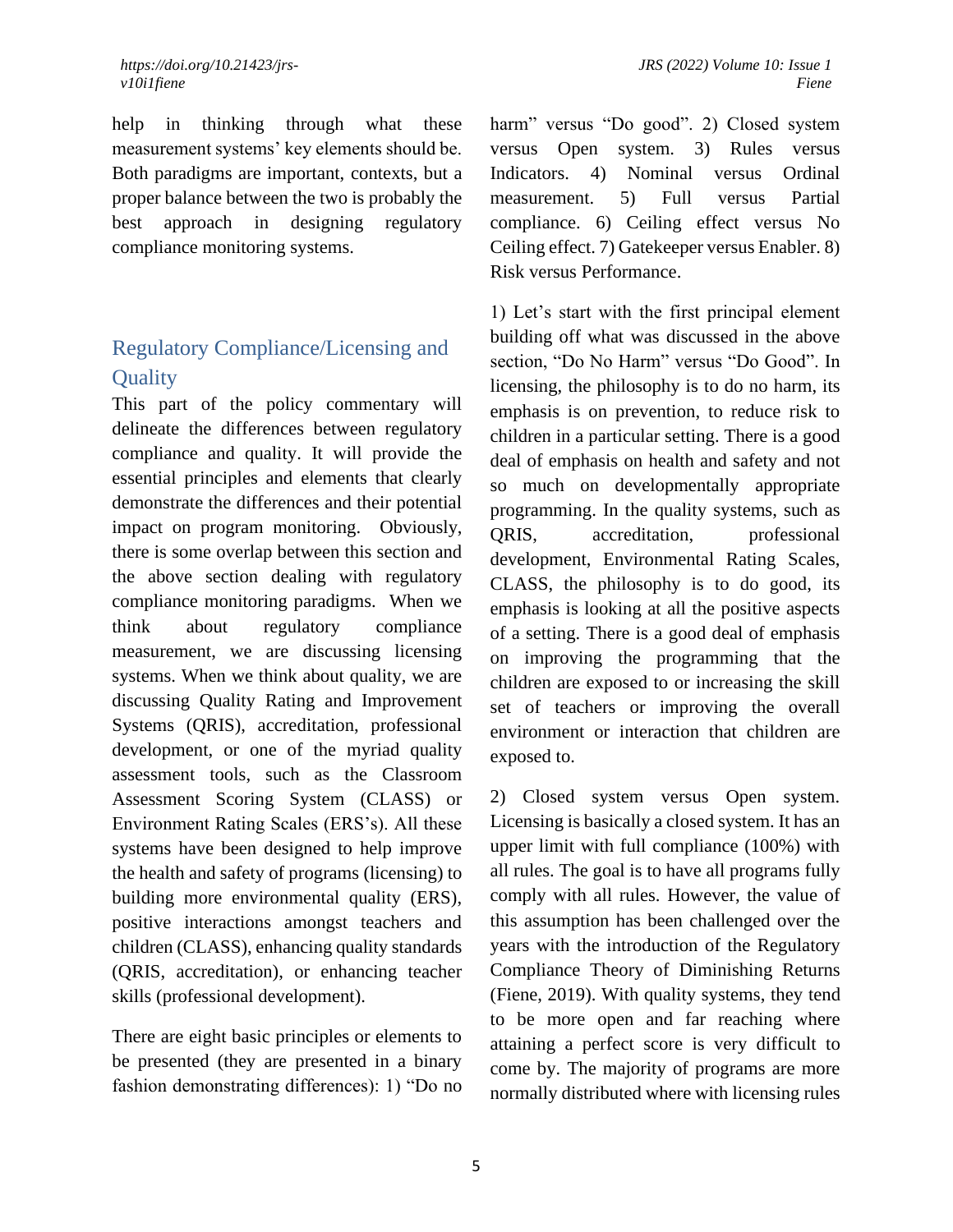help in thinking through what these measurement systems' key elements should be. Both paradigms are important, contexts, but a proper balance between the two is probably the best approach in designing regulatory compliance monitoring systems.

## Regulatory Compliance/Licensing and Quality

This part of the policy commentary will delineate the differences between regulatory compliance and quality. It will provide the essential principles and elements that clearly demonstrate the differences and their potential impact on program monitoring. Obviously, there is some overlap between this section and the above section dealing with regulatory compliance monitoring paradigms. When we think about regulatory compliance measurement, we are discussing licensing systems. When we think about quality, we are discussing Quality Rating and Improvement Systems (QRIS), accreditation, professional development, or one of the myriad quality assessment tools, such as the Classroom Assessment Scoring System (CLASS) or Environment Rating Scales (ERS's). All these systems have been designed to help improve the health and safety of programs (licensing) to building more environmental quality (ERS), positive interactions amongst teachers and children (CLASS), enhancing quality standards (QRIS, accreditation), or enhancing teacher skills (professional development).

There are eight basic principles or elements to be presented (they are presented in a binary fashion demonstrating differences): 1) "Do no harm" versus "Do good". 2) Closed system versus Open system. 3) Rules versus Indicators. 4) Nominal versus Ordinal measurement. 5) Full versus Partial compliance. 6) Ceiling effect versus No Ceiling effect. 7) Gatekeeper versus Enabler. 8) Risk versus Performance.

1) Let's start with the first principal element building off what was discussed in the above section, "Do No Harm" versus "Do Good". In licensing, the philosophy is to do no harm, its emphasis is on prevention, to reduce risk to children in a particular setting. There is a good deal of emphasis on health and safety and not so much on developmentally appropriate programming. In the quality systems, such as QRIS, accreditation, professional development, Environmental Rating Scales, CLASS, the philosophy is to do good, its emphasis is looking at all the positive aspects of a setting. There is a good deal of emphasis on improving the programming that the children are exposed to or increasing the skill set of teachers or improving the overall environment or interaction that children are exposed to.

2) Closed system versus Open system. Licensing is basically a closed system. It has an upper limit with full compliance (100%) with all rules. The goal is to have all programs fully comply with all rules. However, the value of this assumption has been challenged over the years with the introduction of the Regulatory Compliance Theory of Diminishing Returns (Fiene, 2019). With quality systems, they tend to be more open and far reaching where attaining a perfect score is very difficult to come by. The majority of programs are more normally distributed where with licensing rules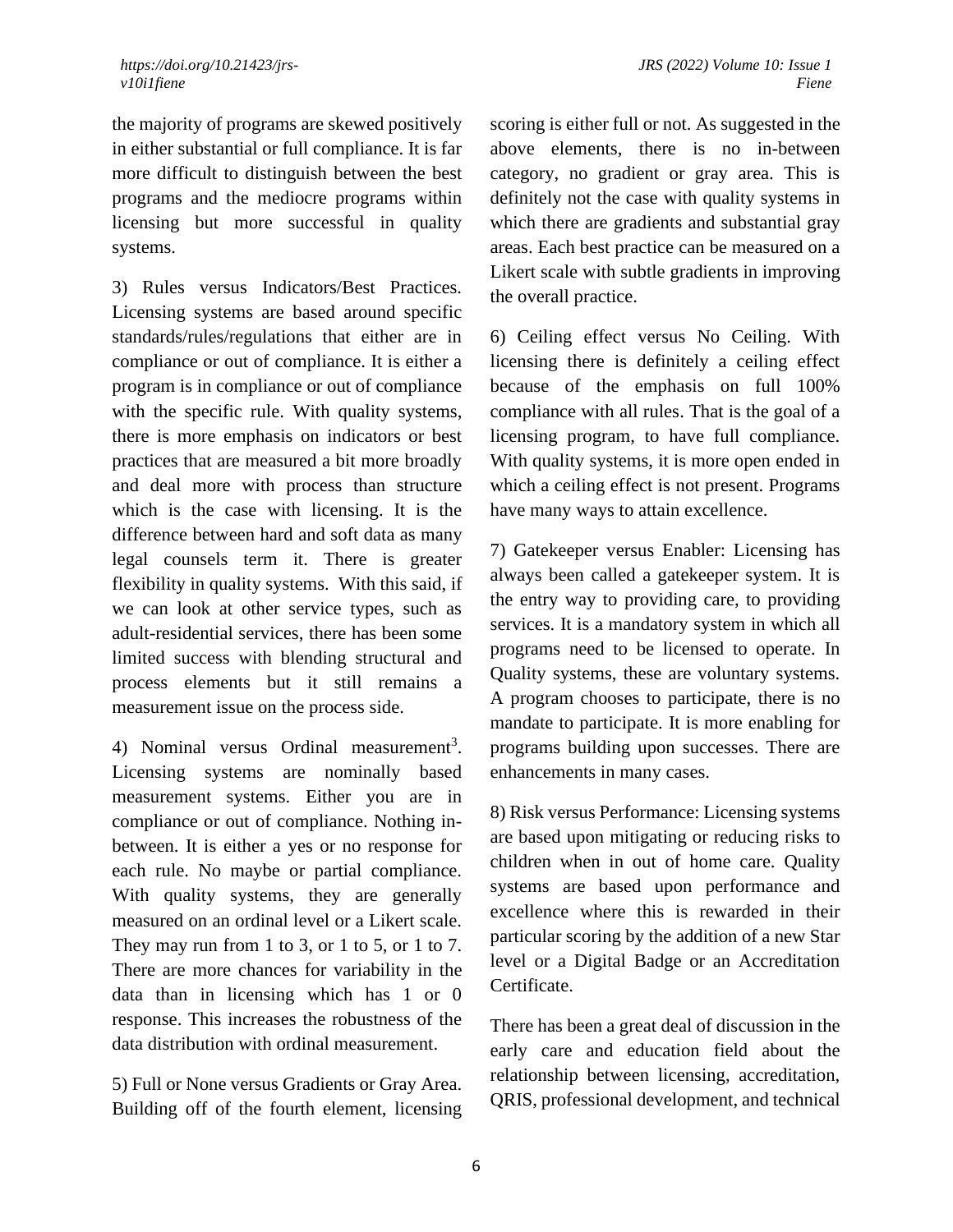the majority of programs are skewed positively in either substantial or full compliance. It is far more difficult to distinguish between the best programs and the mediocre programs within licensing but more successful in quality systems.

3) Rules versus Indicators/Best Practices. Licensing systems are based around specific standards/rules/regulations that either are in compliance or out of compliance. It is either a program is in compliance or out of compliance with the specific rule. With quality systems, there is more emphasis on indicators or best practices that are measured a bit more broadly and deal more with process than structure which is the case with licensing. It is the difference between hard and soft data as many legal counsels term it. There is greater flexibility in quality systems. With this said, if we can look at other service types, such as adult-residential services, there has been some limited success with blending structural and process elements but it still remains a measurement issue on the process side.

4) Nominal versus Ordinal measurement[3]. Licensing systems are nominally based measurement systems. Either you are in compliance or out of compliance. Nothing in-between. It is either a yes or no response for each rule. No maybe or partial compliance. With quality systems, they are generally measured on an ordinal level or a Likert scale. They may run from 1 to 3, or 1 to 5, or 1 to 7. There are more chances for variability in the data than in licensing which has 1 or 0 response. This increases the robustness of the data distribution with ordinal measurement.

5) Full or None versus Gradients or Gray Area. Building off of the fourth element, licensing scoring is either full or not. As suggested in the above elements, there is no in-between category, no gradient or gray area. This is definitely not the case with quality systems in which there are gradients and substantial gray areas. Each best practice can be measured on a Likert scale with subtle gradients in improving the overall practice.

6) Ceiling effect versus No Ceiling. With licensing there is definitely a ceiling effect because of the emphasis on full 100% compliance with all rules. That is the goal of a licensing program, to have full compliance. With quality systems, it is more open ended in which a ceiling effect is not present. Programs have many ways to attain excellence.

7) Gatekeeper versus Enabler: Licensing has always been called a gatekeeper system. It is the entry way to providing care, to providing services. It is a mandatory system in which all programs need to be licensed to operate. In Quality systems, these are voluntary systems. A program chooses to participate, there is no mandate to participate. It is more enabling for programs building upon successes. There are enhancements in many cases.

8) Risk versus Performance: Licensing systems are based upon mitigating or reducing risks to children when in out of home care. Quality systems are based upon performance and excellence where this is rewarded in their particular scoring by the addition of a new Star level or a Digital Badge or an Accreditation Certificate.

There has been a great deal of discussion in the early care and education field about the relationship between licensing, accreditation, QRIS, professional development, and technical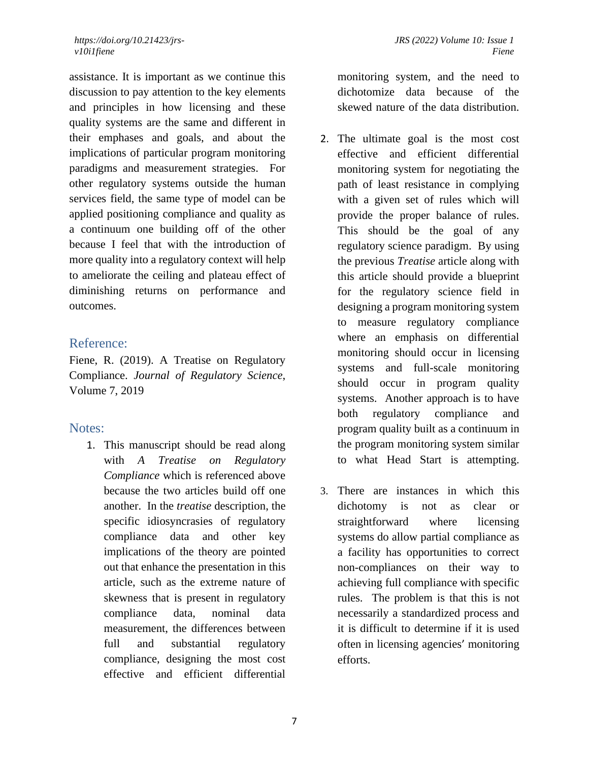assistance. It is important as we continue this discussion to pay attention to the key elements and principles in how licensing and these quality systems are the same and different in their emphases and goals, and about the implications of particular program monitoring paradigms and measurement strategies. For other regulatory systems outside the human services field, the same type of model can be applied positioning compliance and quality as a continuum one building off of the other because I feel that with the introduction of more quality into a regulatory context will help to ameliorate the ceiling and plateau effect of diminishing returns on performance and outcomes.

## Reference:

Fiene, R. (2019). A Treatise on Regulatory Compliance. *Journal of Regulatory Science*, Volume 7, 2019

## Notes:

1. This manuscript should be read along with *A Treatise on Regulatory Compliance* which is referenced above because the two articles build off one another. In the *treatise* description, the specific idiosyncrasies of regulatory compliance data and other key implications of the theory are pointed out that enhance the presentation in this article, such as the extreme nature of skewness that is present in regulatory compliance data, nominal data measurement, the differences between full and substantial regulatory compliance, designing the most cost effective and efficient differential monitoring system, and the need to dichotomize data because of the skewed nature of the data distribution.

2. The ultimate goal is the most cost effective and efficient differential monitoring system for negotiating the path of least resistance in complying with a given set of rules which will provide the proper balance of rules. This should be the goal of any regulatory science paradigm. By using the previous *Treatise* article along with this article should provide a blueprint for the regulatory science field in designing a program monitoring system to measure regulatory compliance where an emphasis on differential monitoring should occur in licensing systems and full-scale monitoring should occur in program quality systems. Another approach is to have both regulatory compliance and program quality built as a continuum in the program monitoring system similar to what Head Start is attempting.

3. There are instances in which this dichotomy is not as clear or straightforward where licensing systems do allow partial compliance as a facility has opportunities to correct non-compliances on their way to achieving full compliance with specific rules. The problem is that this is not necessarily a standardized process and it is difficult to determine if it is used often in licensing agencies' monitoring efforts.